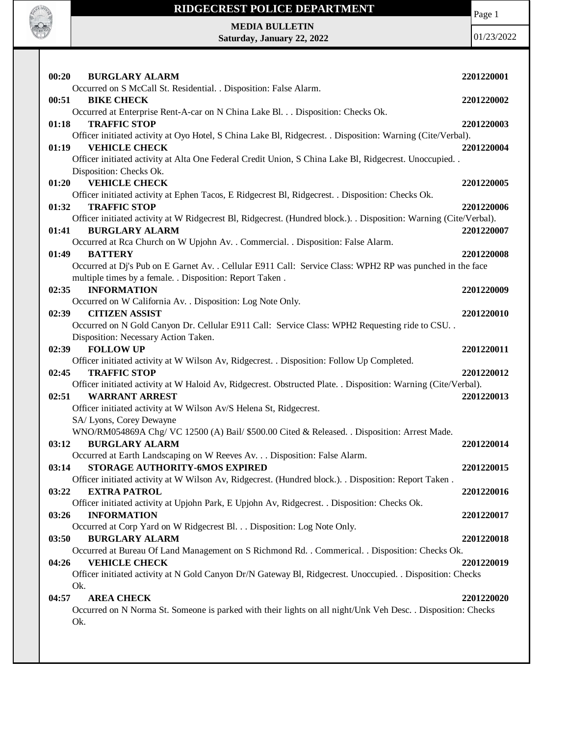# RIDGECREST POLICE DEPARTMENT

**MEDIA BULLETIN**
**Saturday, January 22, 2022**

01/23/2022

**00:20 BURGLARY ALARM** **2201220001**
Occurred on S McCall St. Residential. . Disposition: False Alarm.

**00:51 BIKE CHECK** **2201220002**
Occurred at Enterprise Rent-A-car on N China Lake Bl. . . Disposition: Checks Ok.

**01:18 TRAFFIC STOP** **2201220003**
Officer initiated activity at Oyo Hotel, S China Lake Bl, Ridgecrest. . Disposition: Warning (Cite/Verbal).

**01:19 VEHICLE CHECK** **2201220004**
Officer initiated activity at Alta One Federal Credit Union, S China Lake Bl, Ridgecrest. Unoccupied. . Disposition: Checks Ok.

**01:20 VEHICLE CHECK** **2201220005**
Officer initiated activity at Ephen Tacos, E Ridgecrest Bl, Ridgecrest. . Disposition: Checks Ok.

**01:32 TRAFFIC STOP** **2201220006**
Officer initiated activity at W Ridgecrest Bl, Ridgecrest. (Hundred block.). . Disposition: Warning (Cite/Verbal).

**01:41 BURGLARY ALARM** **2201220007**
Occurred at Rca Church on W Upjohn Av. . Commercial. . Disposition: False Alarm.

**01:49 BATTERY** **2201220008**
Occurred at Dj's Pub on E Garnet Av. . Cellular E911 Call: Service Class: WPH2 RP was punched in the face multiple times by a female. . Disposition: Report Taken .

**02:35 INFORMATION** **2201220009**
Occurred on W California Av. . Disposition: Log Note Only.

**02:39 CITIZEN ASSIST** **2201220010**
Occurred on N Gold Canyon Dr. Cellular E911 Call: Service Class: WPH2 Requesting ride to CSU. . Disposition: Necessary Action Taken.

**02:39 FOLLOW UP** **2201220011**
Officer initiated activity at W Wilson Av, Ridgecrest. . Disposition: Follow Up Completed.

**02:45 TRAFFIC STOP** **2201220012**
Officer initiated activity at W Haloid Av, Ridgecrest. Obstructed Plate. . Disposition: Warning (Cite/Verbal).

**02:51 WARRANT ARREST** **2201220013**
Officer initiated activity at W Wilson Av/S Helena St, Ridgecrest.
SA/ Lyons, Corey Dewayne
WNO/RM054869A Chg/ VC 12500 (A) Bail/ $500.00 Cited & Released. . Disposition: Arrest Made.

**03:12 BURGLARY ALARM** **2201220014**
Occurred at Earth Landscaping on W Reeves Av. . . Disposition: False Alarm.

**03:14 STORAGE AUTHORITY-6MOS EXPIRED** **2201220015**
Officer initiated activity at W Wilson Av, Ridgecrest. (Hundred block.). . Disposition: Report Taken .

**03:22 EXTRA PATROL** **2201220016**
Officer initiated activity at Upjohn Park, E Upjohn Av, Ridgecrest. . Disposition: Checks Ok.

**03:26 INFORMATION** **2201220017**
Occurred at Corp Yard on W Ridgecrest Bl. . . Disposition: Log Note Only.

**03:50 BURGLARY ALARM** **2201220018**
Occurred at Bureau Of Land Management on S Richmond Rd. . Commerical. . Disposition: Checks Ok.

**04:26 VEHICLE CHECK** **2201220019**
Officer initiated activity at N Gold Canyon Dr/N Gateway Bl, Ridgecrest. Unoccupied. . Disposition: Checks Ok.

**04:57 AREA CHECK** **2201220020**
Occurred on N Norma St. Someone is parked with their lights on all night/Unk Veh Desc. . Disposition: Checks Ok.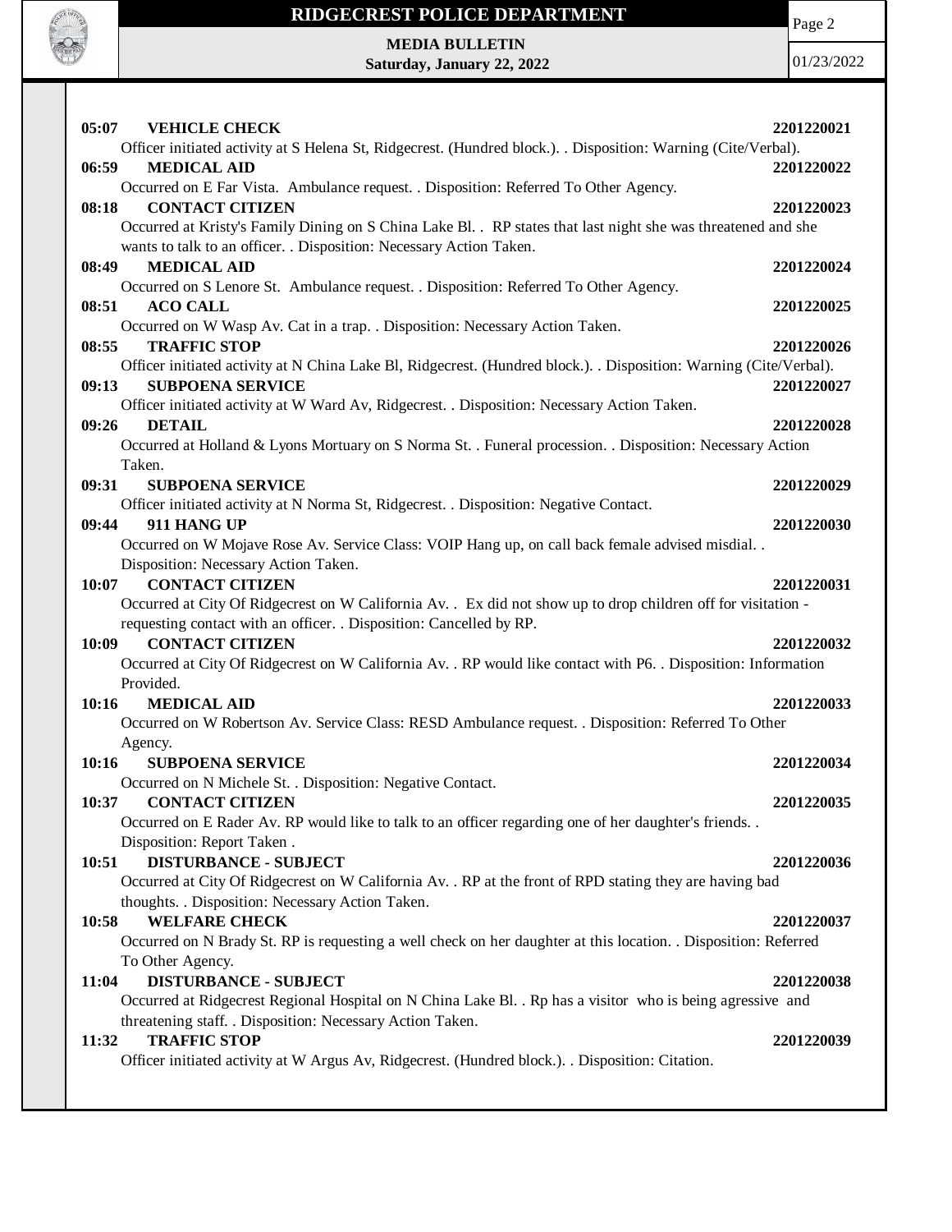**05:07 VEHICLE CHECK** **2201220021**
Officer initiated activity at S Helena St, Ridgecrest. (Hundred block.). . Disposition: Warning (Cite/Verbal).

**06:59 MEDICAL AID** **2201220022**
Occurred on E Far Vista. Ambulance request. . Disposition: Referred To Other Agency.

**08:18 CONTACT CITIZEN** **2201220023**
Occurred at Kristy's Family Dining on S China Lake Bl. . RP states that last night she was threatened and she wants to talk to an officer. . Disposition: Necessary Action Taken.

**08:49 MEDICAL AID** **2201220024**
Occurred on S Lenore St. Ambulance request. . Disposition: Referred To Other Agency.

**08:51 ACO CALL** **2201220025**
Occurred on W Wasp Av. Cat in a trap. . Disposition: Necessary Action Taken.

**08:55 TRAFFIC STOP** **2201220026**
Officer initiated activity at N China Lake Bl, Ridgecrest. (Hundred block.). . Disposition: Warning (Cite/Verbal).

**09:13 SUBPOENA SERVICE** **2201220027**
Officer initiated activity at W Ward Av, Ridgecrest. . Disposition: Necessary Action Taken.

**09:26 DETAIL** **2201220028**
Occurred at Holland & Lyons Mortuary on S Norma St. . Funeral procession. . Disposition: Necessary Action Taken.

**09:31 SUBPOENA SERVICE** **2201220029**
Officer initiated activity at N Norma St, Ridgecrest. . Disposition: Negative Contact.

**09:44 911 HANG UP** **2201220030**
Occurred on W Mojave Rose Av. Service Class: VOIP Hang up, on call back female advised misdial. . Disposition: Necessary Action Taken.

**10:07 CONTACT CITIZEN** **2201220031**
Occurred at City Of Ridgecrest on W California Av. . Ex did not show up to drop children off for visitation - requesting contact with an officer. . Disposition: Cancelled by RP.

**10:09 CONTACT CITIZEN** **2201220032**
Occurred at City Of Ridgecrest on W California Av. . RP would like contact with P6. . Disposition: Information Provided.

**10:16 MEDICAL AID** **2201220033**
Occurred on W Robertson Av. Service Class: RESD Ambulance request. . Disposition: Referred To Other Agency.

**10:16 SUBPOENA SERVICE** **2201220034**
Occurred on N Michele St. . Disposition: Negative Contact.

**10:37 CONTACT CITIZEN** **2201220035**
Occurred on E Rader Av. RP would like to talk to an officer regarding one of her daughter's friends. . Disposition: Report Taken .

**10:51 DISTURBANCE - SUBJECT** **2201220036**
Occurred at City Of Ridgecrest on W California Av. . RP at the front of RPD stating they are having bad thoughts. . Disposition: Necessary Action Taken.

**10:58 WELFARE CHECK** **2201220037**
Occurred on N Brady St. RP is requesting a well check on her daughter at this location. . Disposition: Referred To Other Agency.

**11:04 DISTURBANCE - SUBJECT** **2201220038**
Occurred at Ridgecrest Regional Hospital on N China Lake Bl. . Rp has a visitor who is being agressive and threatening staff. . Disposition: Necessary Action Taken.

**11:32 TRAFFIC STOP** **2201220039**
Officer initiated activity at W Argus Av, Ridgecrest. (Hundred block.). . Disposition: Citation.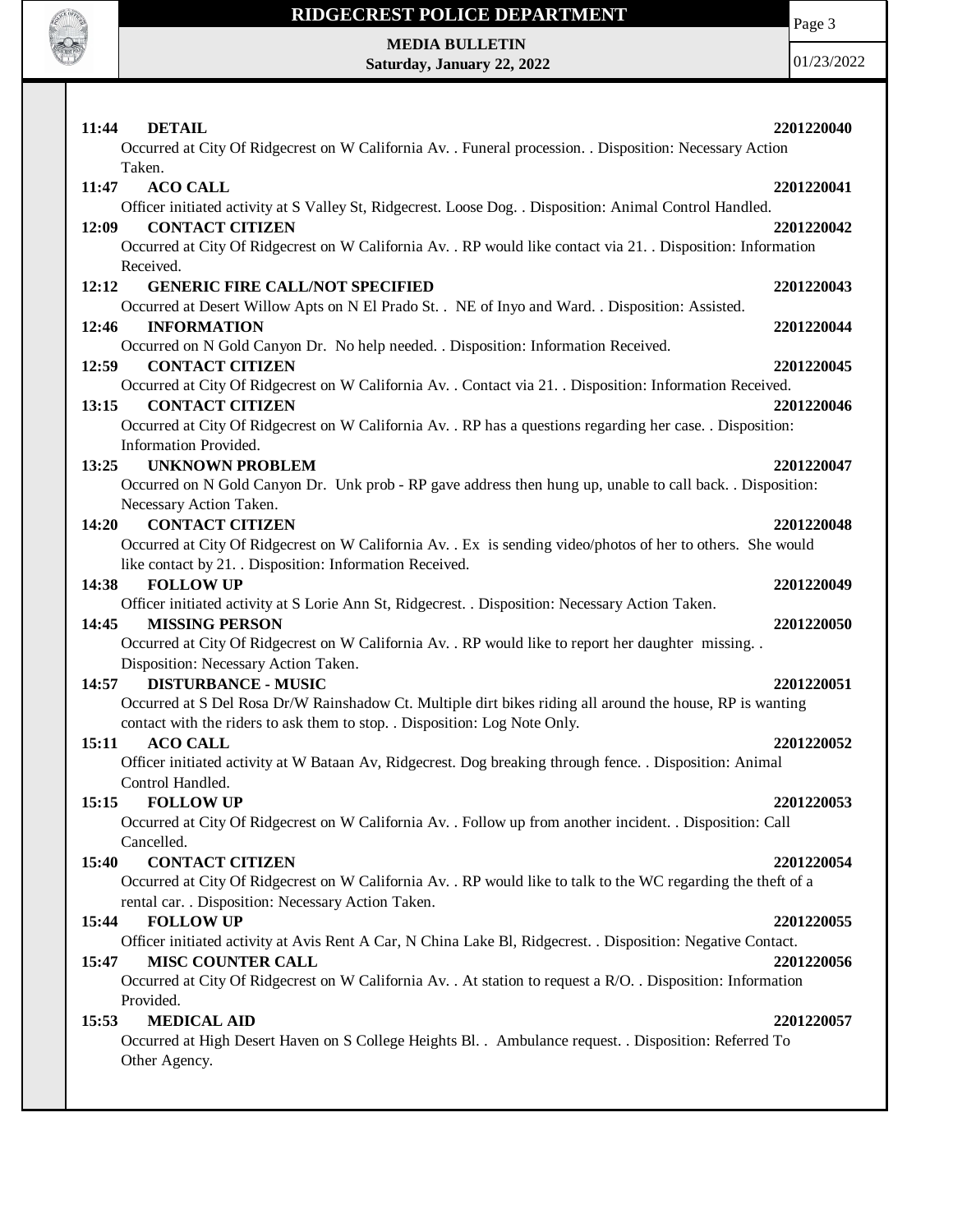**11:44 DETAIL 2201220040**

Occurred at City Of Ridgecrest on W California Av. . Funeral procession. . Disposition: Necessary Action Taken.

**11:47 ACO CALL 2201220041**

Officer initiated activity at S Valley St, Ridgecrest. Loose Dog. . Disposition: Animal Control Handled.

**12:09 CONTACT CITIZEN 2201220042**

Occurred at City Of Ridgecrest on W California Av. . RP would like contact via 21. . Disposition: Information Received.

**12:12 GENERIC FIRE CALL/NOT SPECIFIED 2201220043**

Occurred at Desert Willow Apts on N El Prado St. . NE of Inyo and Ward. . Disposition: Assisted.

**12:46 INFORMATION 2201220044**

Occurred on N Gold Canyon Dr. No help needed. . Disposition: Information Received.

**12:59 CONTACT CITIZEN 2201220045**

Occurred at City Of Ridgecrest on W California Av. . Contact via 21. . Disposition: Information Received.

**13:15 CONTACT CITIZEN 2201220046**

Occurred at City Of Ridgecrest on W California Av. . RP has a questions regarding her case. . Disposition: Information Provided.

**13:25 UNKNOWN PROBLEM 2201220047**

Occurred on N Gold Canyon Dr. Unk prob - RP gave address then hung up, unable to call back. . Disposition: Necessary Action Taken.

**14:20 CONTACT CITIZEN 2201220048**

Occurred at City Of Ridgecrest on W California Av. . Ex is sending video/photos of her to others. She would like contact by 21. . Disposition: Information Received.

**14:38 FOLLOW UP 2201220049**

Officer initiated activity at S Lorie Ann St, Ridgecrest. . Disposition: Necessary Action Taken.

**14:45 MISSING PERSON 2201220050**

Occurred at City Of Ridgecrest on W California Av. . RP would like to report her daughter missing. . Disposition: Necessary Action Taken.

**14:57 DISTURBANCE - MUSIC 2201220051**

Occurred at S Del Rosa Dr/W Rainshadow Ct. Multiple dirt bikes riding all around the house, RP is wanting contact with the riders to ask them to stop. . Disposition: Log Note Only.

**15:11 ACO CALL 2201220052**

Officer initiated activity at W Bataan Av, Ridgecrest. Dog breaking through fence. . Disposition: Animal Control Handled.

**15:15 FOLLOW UP 2201220053**

Occurred at City Of Ridgecrest on W California Av. . Follow up from another incident. . Disposition: Call Cancelled.

**15:40 CONTACT CITIZEN 2201220054**

Occurred at City Of Ridgecrest on W California Av. . RP would like to talk to the WC regarding the theft of a rental car. . Disposition: Necessary Action Taken.

**15:44 FOLLOW UP 2201220055**

Officer initiated activity at Avis Rent A Car, N China Lake Bl, Ridgecrest. . Disposition: Negative Contact.

**15:47 MISC COUNTER CALL 2201220056**

Occurred at City Of Ridgecrest on W California Av. . At station to request a R/O. . Disposition: Information Provided.

**15:53 MEDICAL AID 2201220057**

Occurred at High Desert Haven on S College Heights Bl. . Ambulance request. . Disposition: Referred To Other Agency.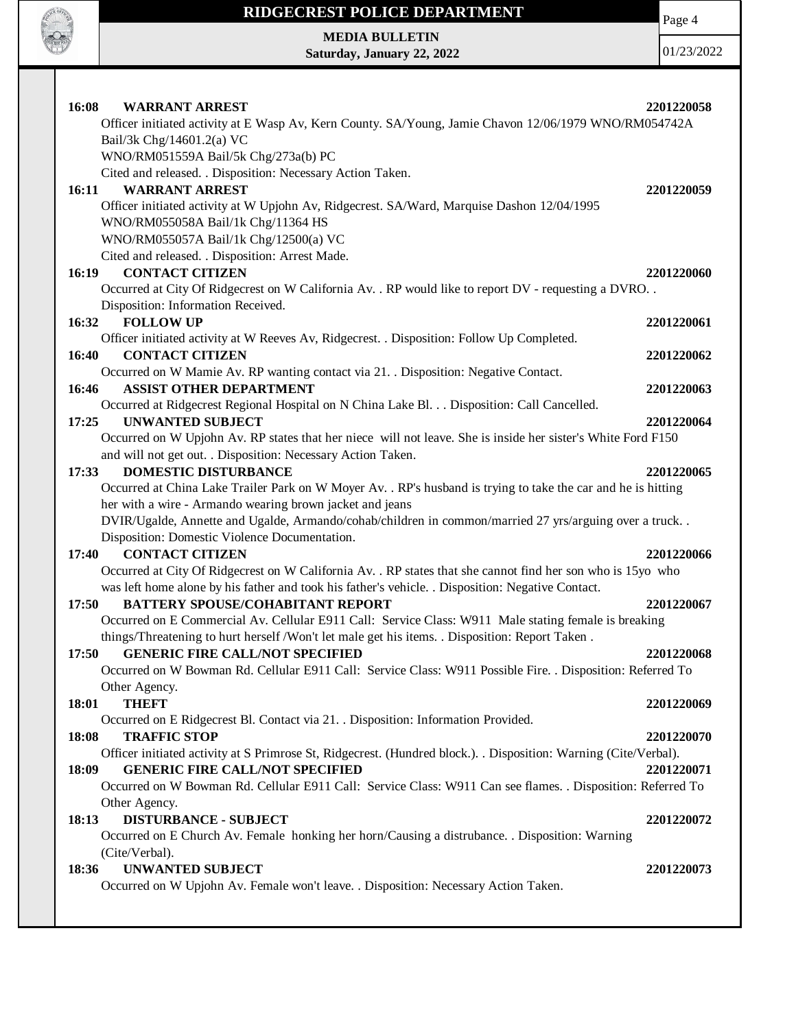**16:08 WARRANT ARREST** **2201220058**

Officer initiated activity at E Wasp Av, Kern County. SA/Young, Jamie Chavon 12/06/1979 WNO/RM054742A Bail/3k Chg/14601.2(a) VC
WNO/RM051559A Bail/5k Chg/273a(b) PC
Cited and released. . Disposition: Necessary Action Taken.

**16:11 WARRANT ARREST** **2201220059**

Officer initiated activity at W Upjohn Av, Ridgecrest. SA/Ward, Marquise Dashon 12/04/1995
WNO/RM055058A Bail/1k Chg/11364 HS
WNO/RM055057A Bail/1k Chg/12500(a) VC
Cited and released. . Disposition: Arrest Made.

**16:19 CONTACT CITIZEN** **2201220060**

Occurred at City Of Ridgecrest on W California Av. . RP would like to report DV - requesting a DVRO. . Disposition: Information Received.

**16:32 FOLLOW UP** **2201220061**

Officer initiated activity at W Reeves Av, Ridgecrest. . Disposition: Follow Up Completed.

**16:40 CONTACT CITIZEN** **2201220062**

Occurred on W Mamie Av. RP wanting contact via 21. . Disposition: Negative Contact.

**16:46 ASSIST OTHER DEPARTMENT** **2201220063**

Occurred at Ridgecrest Regional Hospital on N China Lake Bl. . . Disposition: Call Cancelled.

**17:25 UNWANTED SUBJECT** **2201220064**

Occurred on W Upjohn Av. RP states that her niece will not leave. She is inside her sister's White Ford F150 and will not get out. . Disposition: Necessary Action Taken.

**17:33 DOMESTIC DISTURBANCE** **2201220065**

Occurred at China Lake Trailer Park on W Moyer Av. . RP's husband is trying to take the car and he is hitting her with a wire - Armando wearing brown jacket and jeans
DVIR/Ugalde, Annette and Ugalde, Armando/cohab/children in common/married 27 yrs/arguing over a truck. . Disposition: Domestic Violence Documentation.

**17:40 CONTACT CITIZEN** **2201220066**

Occurred at City Of Ridgecrest on W California Av. . RP states that she cannot find her son who is 15yo who was left home alone by his father and took his father's vehicle. . Disposition: Negative Contact.

**17:50 BATTERY SPOUSE/COHABITANT REPORT** **2201220067**

Occurred on E Commercial Av. Cellular E911 Call: Service Class: W911 Male stating female is breaking things/Threatening to hurt herself /Won't let male get his items. . Disposition: Report Taken .

**17:50 GENERIC FIRE CALL/NOT SPECIFIED** **2201220068**

Occurred on W Bowman Rd. Cellular E911 Call: Service Class: W911 Possible Fire. . Disposition: Referred To Other Agency.

**18:01 THEFT** **2201220069**

Occurred on E Ridgecrest Bl. Contact via 21. . Disposition: Information Provided.

**18:08 TRAFFIC STOP** **2201220070**

Officer initiated activity at S Primrose St, Ridgecrest. (Hundred block.). . Disposition: Warning (Cite/Verbal).

**18:09 GENERIC FIRE CALL/NOT SPECIFIED** **2201220071**

Occurred on W Bowman Rd. Cellular E911 Call: Service Class: W911 Can see flames. . Disposition: Referred To Other Agency.

**18:13 DISTURBANCE - SUBJECT** **2201220072**

Occurred on E Church Av. Female honking her horn/Causing a distrubance. . Disposition: Warning (Cite/Verbal).

**18:36 UNWANTED SUBJECT** **2201220073**

Occurred on W Upjohn Av. Female won't leave. . Disposition: Necessary Action Taken.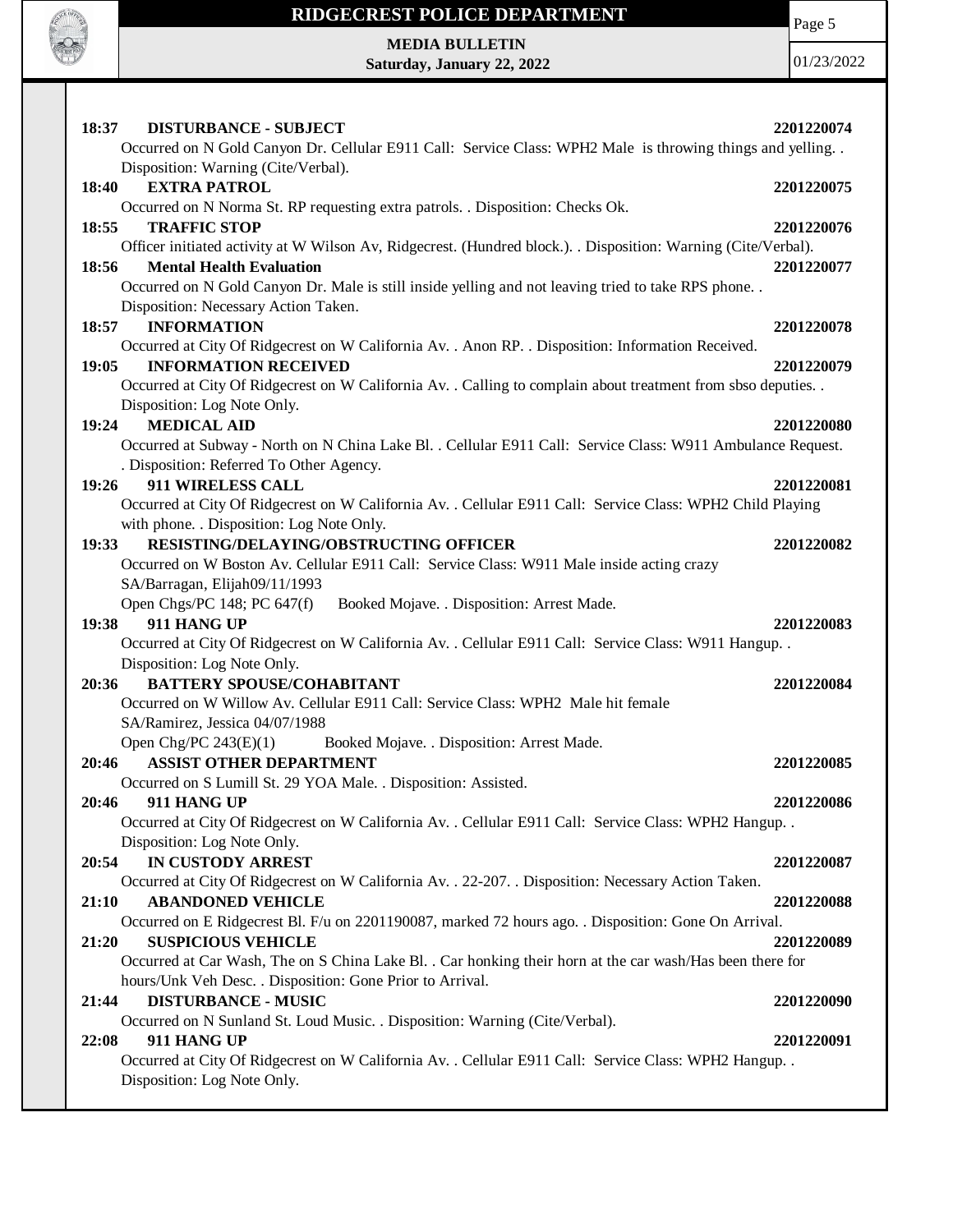**18:37 DISTURBANCE - SUBJECT 2201220074**
Occurred on N Gold Canyon Dr. Cellular E911 Call: Service Class: WPH2 Male is throwing things and yelling. . Disposition: Warning (Cite/Verbal).

**18:40 EXTRA PATROL 2201220075**
Occurred on N Norma St. RP requesting extra patrols. . Disposition: Checks Ok.

**18:55 TRAFFIC STOP 2201220076**
Officer initiated activity at W Wilson Av, Ridgecrest. (Hundred block.). . Disposition: Warning (Cite/Verbal).

**18:56 Mental Health Evaluation 2201220077**
Occurred on N Gold Canyon Dr. Male is still inside yelling and not leaving tried to take RPS phone. . Disposition: Necessary Action Taken.

**18:57 INFORMATION 2201220078**
Occurred at City Of Ridgecrest on W California Av. . Anon RP. . Disposition: Information Received.

**19:05 INFORMATION RECEIVED 2201220079**
Occurred at City Of Ridgecrest on W California Av. . Calling to complain about treatment from sbso deputies. . Disposition: Log Note Only.

**19:24 MEDICAL AID 2201220080**
Occurred at Subway - North on N China Lake Bl. . Cellular E911 Call: Service Class: W911 Ambulance Request. . Disposition: Referred To Other Agency.

**19:26 911 WIRELESS CALL 2201220081**
Occurred at City Of Ridgecrest on W California Av. . Cellular E911 Call: Service Class: WPH2 Child Playing with phone. . Disposition: Log Note Only.

**19:33 RESISTING/DELAYING/OBSTRUCTING OFFICER 2201220082**
Occurred on W Boston Av. Cellular E911 Call: Service Class: W911 Male inside acting crazy
SA/Barragan, Elijah09/11/1993
Open Chgs/PC 148; PC 647(f) Booked Mojave. . Disposition: Arrest Made.

**19:38 911 HANG UP 2201220083**
Occurred at City Of Ridgecrest on W California Av. . Cellular E911 Call: Service Class: W911 Hangup. . Disposition: Log Note Only.

**20:36 BATTERY SPOUSE/COHABITANT 2201220084**
Occurred on W Willow Av. Cellular E911 Call: Service Class: WPH2 Male hit female
SA/Ramirez, Jessica 04/07/1988
Open Chg/PC 243(E)(1) Booked Mojave. . Disposition: Arrest Made.

**20:46 ASSIST OTHER DEPARTMENT 2201220085**
Occurred on S Lumill St. 29 YOA Male. . Disposition: Assisted.

**20:46 911 HANG UP 2201220086**
Occurred at City Of Ridgecrest on W California Av. . Cellular E911 Call: Service Class: WPH2 Hangup. . Disposition: Log Note Only.

**20:54 IN CUSTODY ARREST 2201220087**
Occurred at City Of Ridgecrest on W California Av. . 22-207. . Disposition: Necessary Action Taken.

**21:10 ABANDONED VEHICLE 2201220088**
Occurred on E Ridgecrest Bl. F/u on 2201190087, marked 72 hours ago. . Disposition: Gone On Arrival.

**21:20 SUSPICIOUS VEHICLE 2201220089**
Occurred at Car Wash, The on S China Lake Bl. . Car honking their horn at the car wash/Has been there for hours/Unk Veh Desc. . Disposition: Gone Prior to Arrival.

**21:44 DISTURBANCE - MUSIC 2201220090**
Occurred on N Sunland St. Loud Music. . Disposition: Warning (Cite/Verbal).

**22:08 911 HANG UP 2201220091**
Occurred at City Of Ridgecrest on W California Av. . Cellular E911 Call: Service Class: WPH2 Hangup. . Disposition: Log Note Only.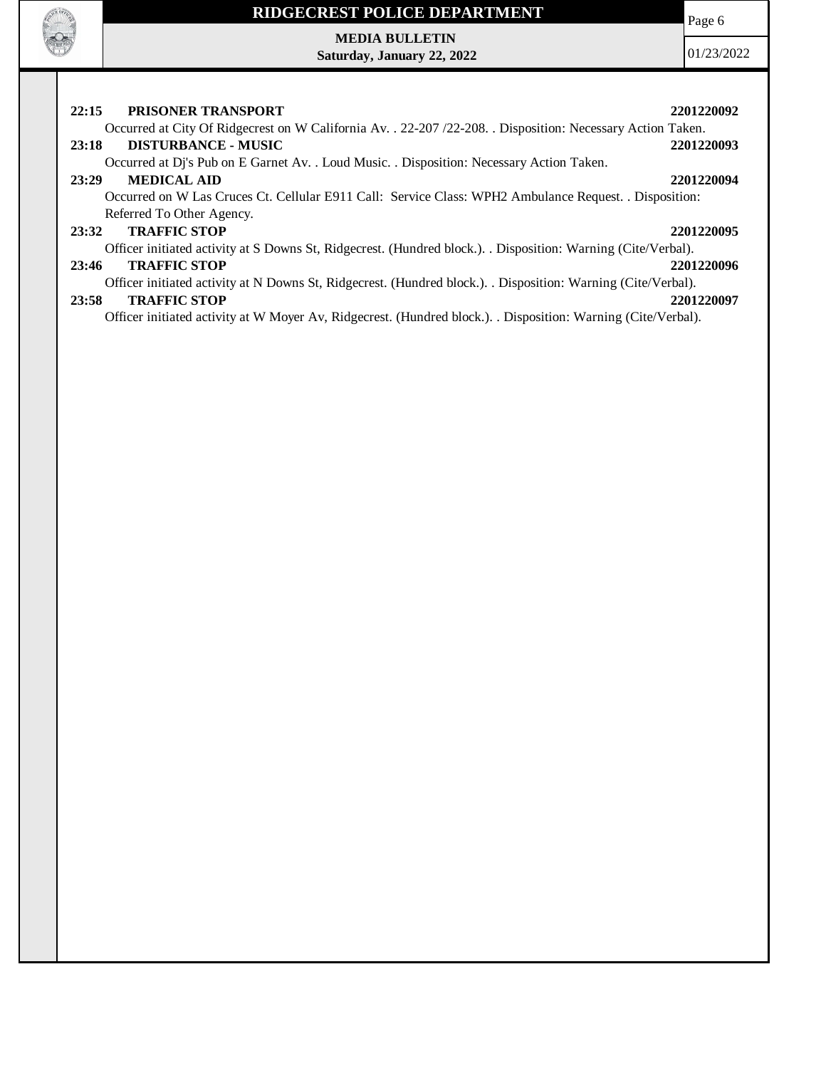**22:15 PRISONER TRANSPORT** **2201220092**

Occurred at City Of Ridgecrest on W California Av. . 22-207 /22-208. . Disposition: Necessary Action Taken.

**23:18 DISTURBANCE - MUSIC** **2201220093**

Occurred at Dj's Pub on E Garnet Av. . Loud Music. . Disposition: Necessary Action Taken.

**23:29 MEDICAL AID** **2201220094**

Occurred on W Las Cruces Ct. Cellular E911 Call: Service Class: WPH2 Ambulance Request. . Disposition: Referred To Other Agency.

**23:32 TRAFFIC STOP** **2201220095**

Officer initiated activity at S Downs St, Ridgecrest. (Hundred block.). . Disposition: Warning (Cite/Verbal).

**23:46 TRAFFIC STOP** **2201220096**

Officer initiated activity at N Downs St, Ridgecrest. (Hundred block.). . Disposition: Warning (Cite/Verbal).

**23:58 TRAFFIC STOP** **2201220097**

Officer initiated activity at W Moyer Av, Ridgecrest. (Hundred block.). . Disposition: Warning (Cite/Verbal).